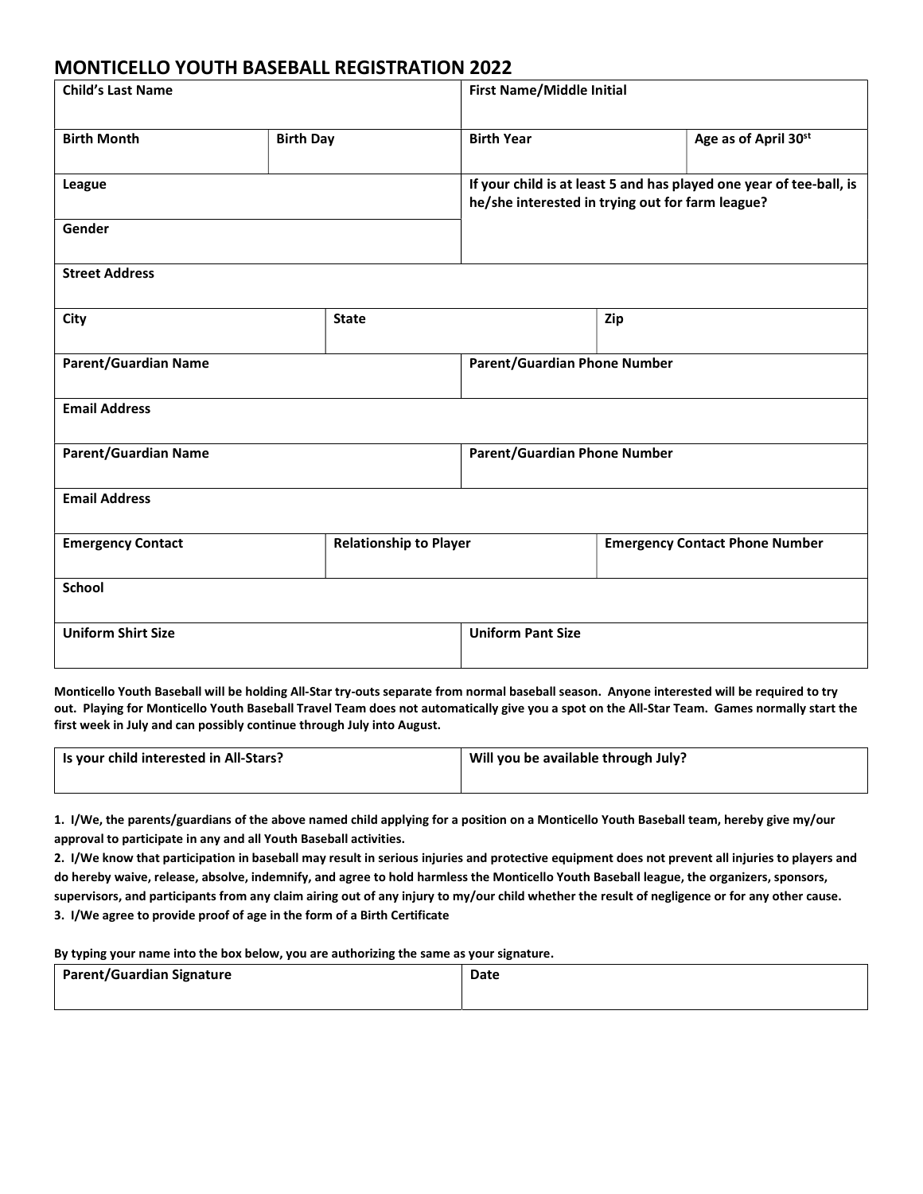# MONTICELLO YOUTH BASEBALL REGISTRATION 2022

| Child's Last Name | | First Name/Middle Initial | |
|---|---|---|---|
| **Birth Month** | **Birth Day** | **Birth Year** | **Age as of April 30st** |
| **League** | | **If your child is at least 5 and has played one year of tee-ball, is he/she interested in trying out for farm league?** | |
| **Gender** | | | |

| Street Address | | |
|---|---|---|
| **City** | **State** | **Zip** |

| Parent/Guardian Name | Parent/Guardian Phone Number |
|---|---|
| **Email Address** | |
| **Parent/Guardian Name** | **Parent/Guardian Phone Number** |
| **Email Address** | |

| Emergency Contact | Relationship to Player | Emergency Contact Phone Number |
|---|---|---|
| **School** | | |

| Uniform Shirt Size | Uniform Pant Size |
|---|---|

**Monticello Youth Baseball will be holding All-Star try-outs separate from normal baseball season. Anyone interested will be required to try out. Playing for Monticello Youth Baseball Travel Team does not automatically give you a spot on the All-Star Team. Games normally start the first week in July and can possibly continue through July into August.**

| Is your child interested in All-Stars? | Will you be available through July? |
|---|---|

**1. I/We, the parents/guardians of the above named child applying for a position on a Monticello Youth Baseball team, hereby give my/our approval to participate in any and all Youth Baseball activities.**
**2. I/We know that participation in baseball may result in serious injuries and protective equipment does not prevent all injuries to players and do hereby waive, release, absolve, indemnify, and agree to hold harmless the Monticello Youth Baseball league, the organizers, sponsors, supervisors, and participants from any claim airing out of any injury to my/our child whether the result of negligence or for any other cause.**
**3. I/We agree to provide proof of age in the form of a Birth Certificate**

**By typing your name into the box below, you are authorizing the same as your signature.**

| Parent/Guardian Signature | Date |
|---|---|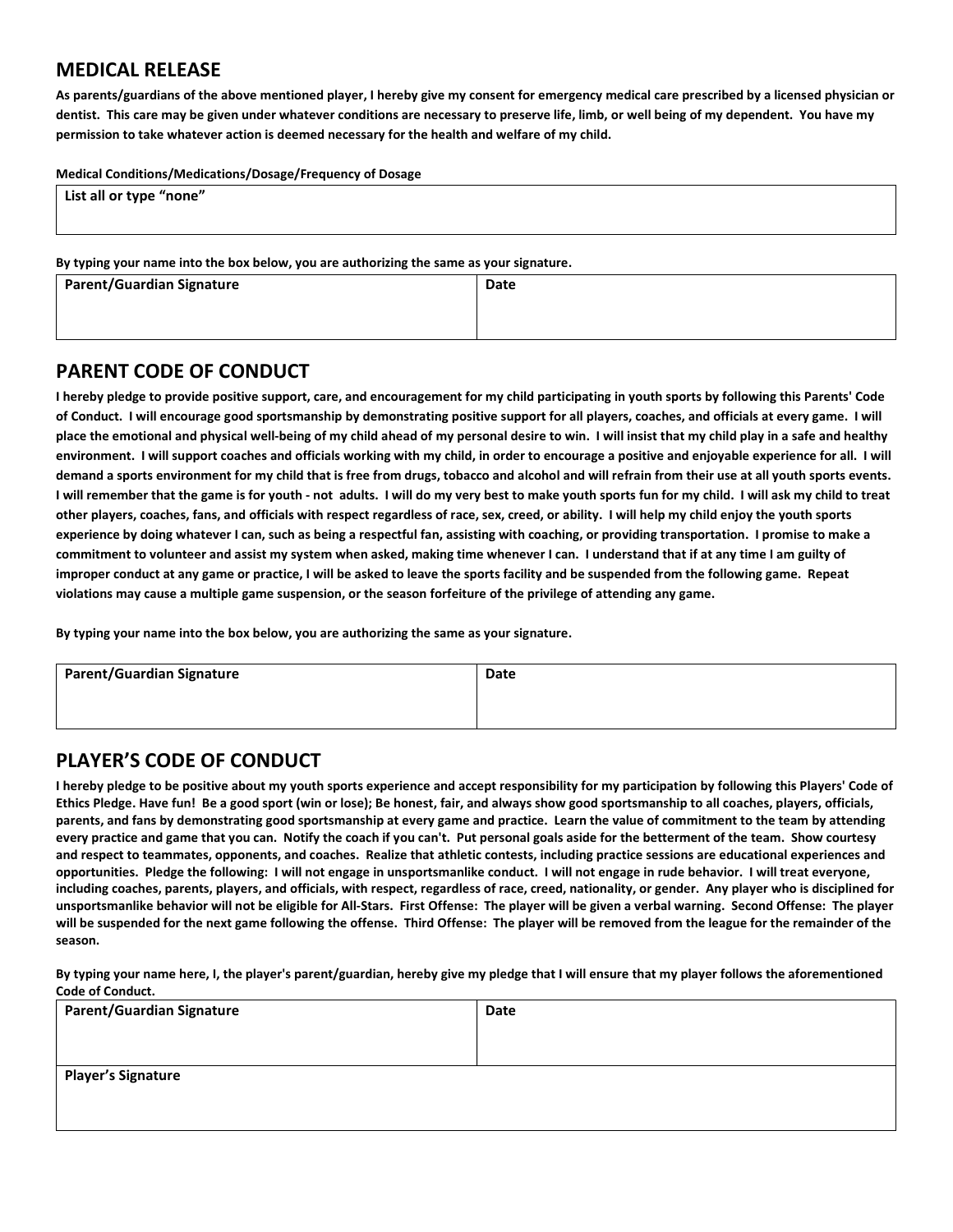## MEDICAL RELEASE

**As parents/guardians of the above mentioned player, I hereby give my consent for emergency medical care prescribed by a licensed physician or dentist. This care may be given under whatever conditions are necessary to preserve life, limb, or well being of my dependent. You have my permission to take whatever action is deemed necessary for the health and welfare of my child.**

**Medical Conditions/Medications/Dosage/Frequency of Dosage**

| List all or type "none" |
| --- |
| |

**By typing your name into the box below, you are authorizing the same as your signature.**

| Parent/Guardian Signature | Date |
| --- | --- |
| | |

## PARENT CODE OF CONDUCT

**I hereby pledge to provide positive support, care, and encouragement for my child participating in youth sports by following this Parents' Code of Conduct. I will encourage good sportsmanship by demonstrating positive support for all players, coaches, and officials at every game. I will place the emotional and physical well-being of my child ahead of my personal desire to win. I will insist that my child play in a safe and healthy environment. I will support coaches and officials working with my child, in order to encourage a positive and enjoyable experience for all. I will demand a sports environment for my child that is free from drugs, tobacco and alcohol and will refrain from their use at all youth sports events. I will remember that the game is for youth - not adults. I will do my very best to make youth sports fun for my child. I will ask my child to treat other players, coaches, fans, and officials with respect regardless of race, sex, creed, or ability. I will help my child enjoy the youth sports experience by doing whatever I can, such as being a respectful fan, assisting with coaching, or providing transportation. I promise to make a commitment to volunteer and assist my system when asked, making time whenever I can. I understand that if at any time I am guilty of improper conduct at any game or practice, I will be asked to leave the sports facility and be suspended from the following game. Repeat violations may cause a multiple game suspension, or the season forfeiture of the privilege of attending any game.**

**By typing your name into the box below, you are authorizing the same as your signature.**

| Parent/Guardian Signature | Date |
| --- | --- |
| | |

## PLAYER'S CODE OF CONDUCT

**I hereby pledge to be positive about my youth sports experience and accept responsibility for my participation by following this Players' Code of Ethics Pledge. Have fun! Be a good sport (win or lose); Be honest, fair, and always show good sportsmanship to all coaches, players, officials, parents, and fans by demonstrating good sportsmanship at every game and practice. Learn the value of commitment to the team by attending every practice and game that you can. Notify the coach if you can't. Put personal goals aside for the betterment of the team. Show courtesy and respect to teammates, opponents, and coaches. Realize that athletic contests, including practice sessions are educational experiences and opportunities. Pledge the following: I will not engage in unsportsmanlike conduct. I will not engage in rude behavior. I will treat everyone, including coaches, parents, players, and officials, with respect, regardless of race, creed, nationality, or gender. Any player who is disciplined for unsportsmanlike behavior will not be eligible for All-Stars. First Offense: The player will be given a verbal warning. Second Offense: The player will be suspended for the next game following the offense. Third Offense: The player will be removed from the league for the remainder of the season.**

**By typing your name here, I, the player's parent/guardian, hereby give my pledge that I will ensure that my player follows the aforementioned Code of Conduct.**

| Parent/Guardian Signature | Date |
| --- | --- |
| | |
| Player's Signature | |
| | |